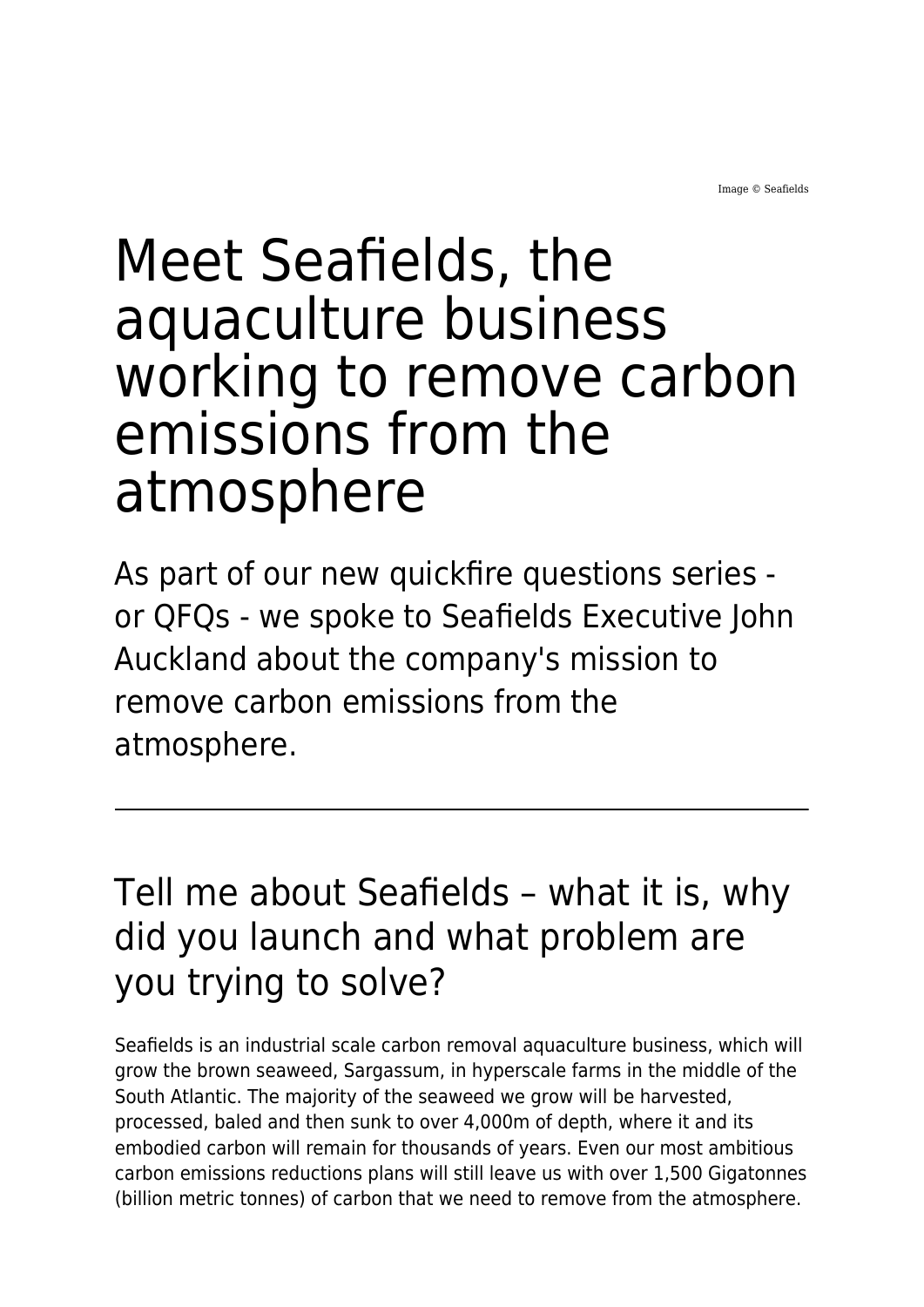Image © Seafields

# Meet Seafields, the aquaculture business working to remove carbon emissions from the atmosphere

As part of our new quickfire questions series - or QFQs - we spoke to Seafields Executive John Auckland about the company's mission to remove carbon emissions from the atmosphere.

---

## Tell me about Seafields – what it is, why did you launch and what problem are you trying to solve?

Seafields is an industrial scale carbon removal aquaculture business, which will grow the brown seaweed, Sargassum, in hyperscale farms in the middle of the South Atlantic. The majority of the seaweed we grow will be harvested, processed, baled and then sunk to over 4,000m of depth, where it and its embodied carbon will remain for thousands of years. Even our most ambitious carbon emissions reductions plans will still leave us with over 1,500 Gigatonnes (billion metric tonnes) of carbon that we need to remove from the atmosphere.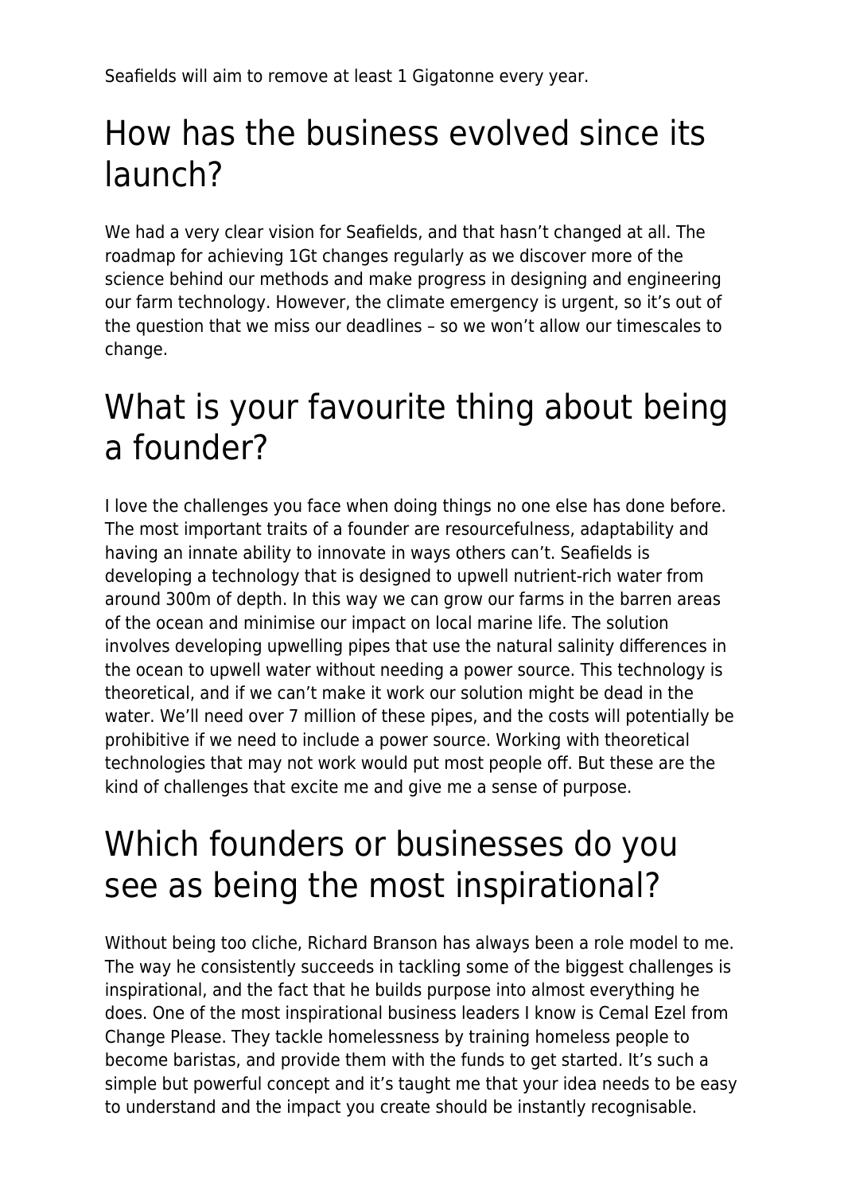Seafields will aim to remove at least 1 Gigatonne every year.

# How has the business evolved since its launch?

We had a very clear vision for Seafields, and that hasn't changed at all. The roadmap for achieving 1Gt changes regularly as we discover more of the science behind our methods and make progress in designing and engineering our farm technology. However, the climate emergency is urgent, so it's out of the question that we miss our deadlines – so we won't allow our timescales to change.

# What is your favourite thing about being a founder?

I love the challenges you face when doing things no one else has done before. The most important traits of a founder are resourcefulness, adaptability and having an innate ability to innovate in ways others can't. Seafields is developing a technology that is designed to upwell nutrient-rich water from around 300m of depth. In this way we can grow our farms in the barren areas of the ocean and minimise our impact on local marine life. The solution involves developing upwelling pipes that use the natural salinity differences in the ocean to upwell water without needing a power source. This technology is theoretical, and if we can't make it work our solution might be dead in the water. We'll need over 7 million of these pipes, and the costs will potentially be prohibitive if we need to include a power source. Working with theoretical technologies that may not work would put most people off. But these are the kind of challenges that excite me and give me a sense of purpose.

# Which founders or businesses do you see as being the most inspirational?

Without being too cliche, Richard Branson has always been a role model to me. The way he consistently succeeds in tackling some of the biggest challenges is inspirational, and the fact that he builds purpose into almost everything he does. One of the most inspirational business leaders I know is Cemal Ezel from Change Please. They tackle homelessness by training homeless people to become baristas, and provide them with the funds to get started. It's such a simple but powerful concept and it's taught me that your idea needs to be easy to understand and the impact you create should be instantly recognisable.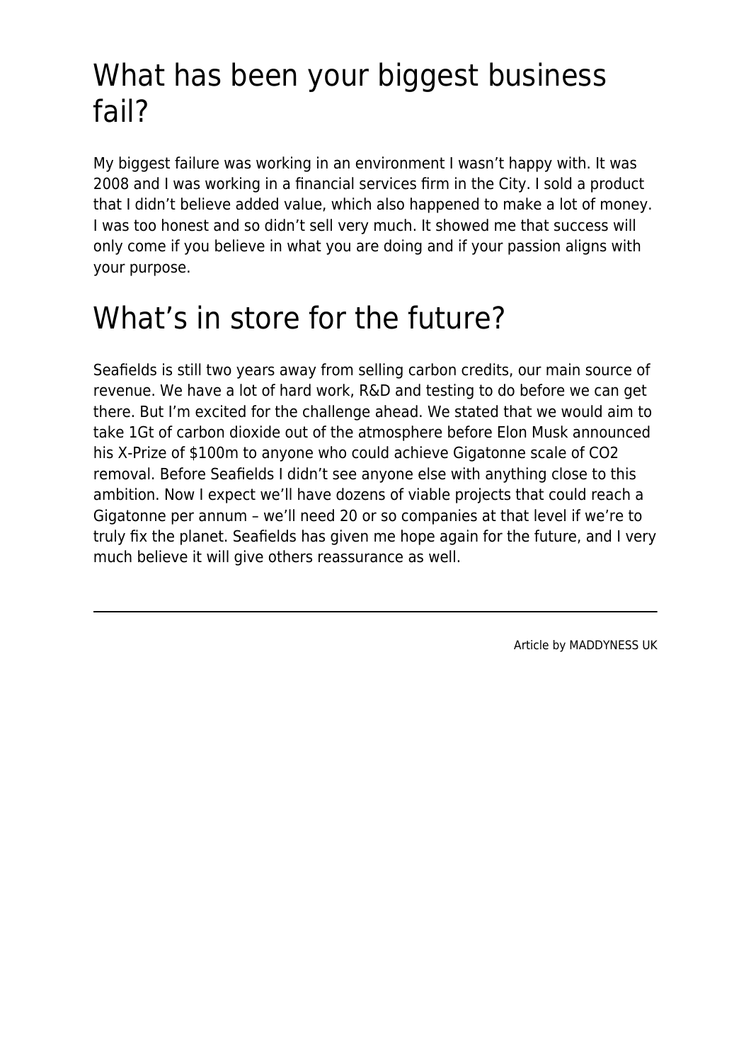## What has been your biggest business fail?

My biggest failure was working in an environment I wasn't happy with. It was 2008 and I was working in a financial services firm in the City. I sold a product that I didn't believe added value, which also happened to make a lot of money. I was too honest and so didn't sell very much. It showed me that success will only come if you believe in what you are doing and if your passion aligns with your purpose.

## What's in store for the future?

Seafields is still two years away from selling carbon credits, our main source of revenue. We have a lot of hard work, R&D and testing to do before we can get there. But I'm excited for the challenge ahead. We stated that we would aim to take 1Gt of carbon dioxide out of the atmosphere before Elon Musk announced his X-Prize of $100m to anyone who could achieve Gigatonne scale of $CO_2$ removal. Before Seafields I didn't see anyone else with anything close to this ambition. Now I expect we'll have dozens of viable projects that could reach a Gigatonne per annum – we'll need 20 or so companies at that level if we're to truly fix the planet. Seafields has given me hope again for the future, and I very much believe it will give others reassurance as well.

---

Article by MADDYNESS UK